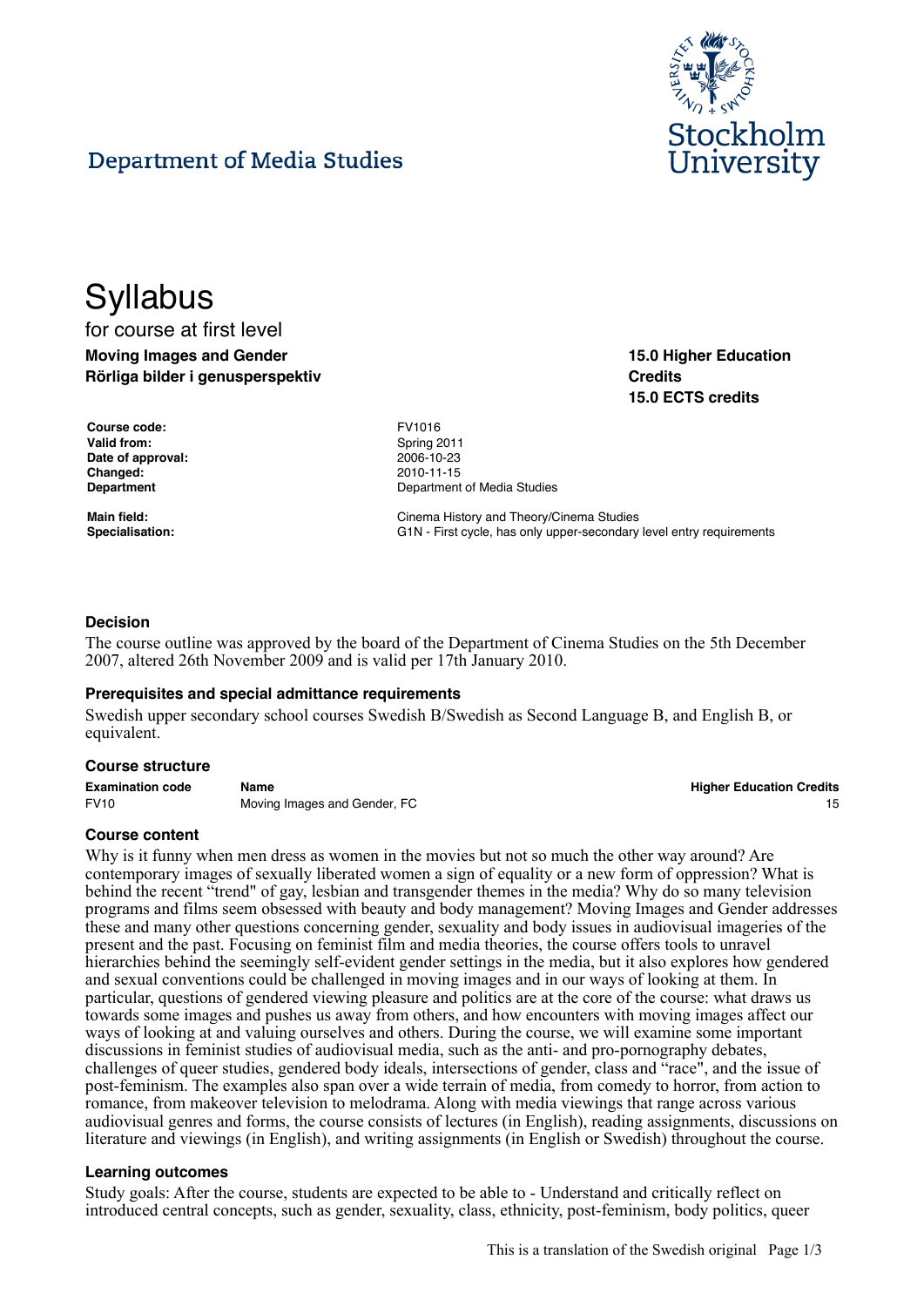Department of Media Studies

Stockholm University

# Syllabus

for course at first level

**Moving Images and Gender**
**Rörliga bilder i genusperspektiv**

**15.0 Higher Education Credits**
**15.0 ECTS credits**

| | |
|---|---|
| **Course code:** | FV1016 |
| **Valid from:** | Spring 2011 |
| **Date of approval:** | 2006-10-23 |
| **Changed:** | 2010-11-15 |
| **Department** | Department of Media Studies |
| **Main field:** | Cinema History and Theory/Cinema Studies |
| **Specialisation:** | G1N - First cycle, has only upper-secondary level entry requirements |

### Decision

The course outline was approved by the board of the Department of Cinema Studies on the 5th December 2007, altered 26th November 2009 and is valid per 17th January 2010.

### Prerequisites and special admittance requirements

Swedish upper secondary school courses Swedish B/Swedish as Second Language B, and English B, or equivalent.

### Course structure

| Examination code | Name | Higher Education Credits |
|---|---|---|
| FV10 | Moving Images and Gender, FC | 15 |

### Course content

Why is it funny when men dress as women in the movies but not so much the other way around? Are contemporary images of sexually liberated women a sign of equality or a new form of oppression? What is behind the recent "trend" of gay, lesbian and transgender themes in the media? Why do so many television programs and films seem obsessed with beauty and body management? Moving Images and Gender addresses these and many other questions concerning gender, sexuality and body issues in audiovisual imageries of the present and the past. Focusing on feminist film and media theories, the course offers tools to unravel hierarchies behind the seemingly self-evident gender settings in the media, but it also explores how gendered and sexual conventions could be challenged in moving images and in our ways of looking at them. In particular, questions of gendered viewing pleasure and politics are at the core of the course: what draws us towards some images and pushes us away from others, and how encounters with moving images affect our ways of looking at and valuing ourselves and others. During the course, we will examine some important discussions in feminist studies of audiovisual media, such as the anti- and pro-pornography debates, challenges of queer studies, gendered body ideals, intersections of gender, class and "race", and the issue of post-feminism. The examples also span over a wide terrain of media, from comedy to horror, from action to romance, from makeover television to melodrama. Along with media viewings that range across various audiovisual genres and forms, the course consists of lectures (in English), reading assignments, discussions on literature and viewings (in English), and writing assignments (in English or Swedish) throughout the course.

### Learning outcomes

Study goals: After the course, students are expected to be able to - Understand and critically reflect on introduced central concepts, such as gender, sexuality, class, ethnicity, post-feminism, body politics, queer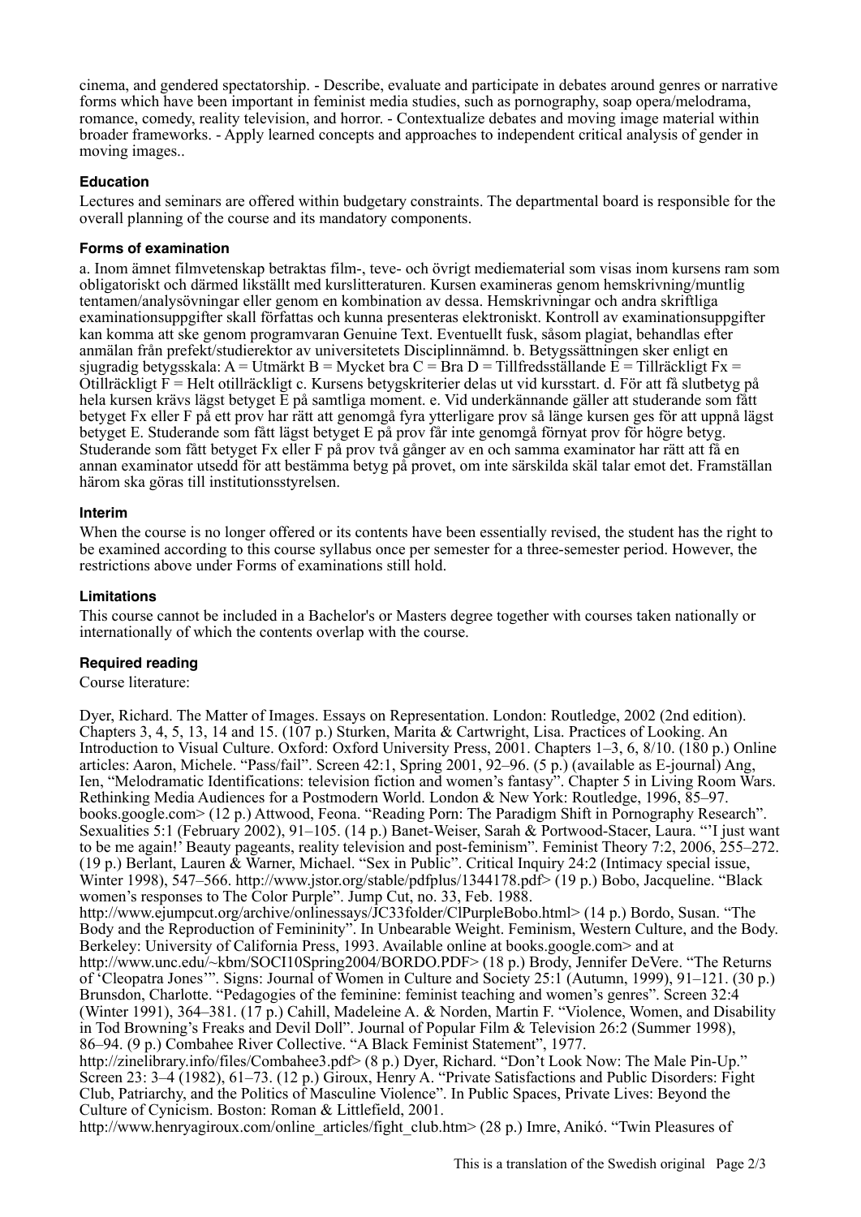cinema, and gendered spectatorship. - Describe, evaluate and participate in debates around genres or narrative forms which have been important in feminist media studies, such as pornography, soap opera/melodrama, romance, comedy, reality television, and horror. - Contextualize debates and moving image material within broader frameworks. - Apply learned concepts and approaches to independent critical analysis of gender in moving images..

### Education

Lectures and seminars are offered within budgetary constraints. The departmental board is responsible for the overall planning of the course and its mandatory components.

### Forms of examination

a. Inom ämnet filmvetenskap betraktas film-, teve- och övrigt mediematerial som visas inom kursens ram som obligatoriskt och därmed likställt med kurslitteraturen. Kursen examineras genom hemskrivning/muntlig tentamen/analysövningar eller genom en kombination av dessa. Hemskrivningar och andra skriftliga examinationsuppgifter skall författas och kunna presenteras elektroniskt. Kontroll av examinationsuppgifter kan komma att ske genom programvaran Genuine Text. Eventuellt fusk, såsom plagiat, behandlas efter anmälan från prefekt/studierektor av universitetets Disciplinnämnd. b. Betygssättningen sker enligt en sjugradig betygsskala: A = Utmärkt B = Mycket bra C = Bra D = Tillfredsställande E = Tillräckligt Fx = Otillräckligt F = Helt otillräckligt c. Kursens betygskriterier delas ut vid kursstart. d. För att få slutbetyg på hela kursen krävs lägst betyget E på samtliga moment. e. Vid underkännande gäller att studerande som fått betyget Fx eller F på ett prov har rätt att genomgå fyra ytterligare prov så länge kursen ges för att uppnå lägst betyget E. Studerande som fått lägst betyget E på prov får inte genomgå förnyat prov för högre betyg. Studerande som fått betyget Fx eller F på prov två gånger av en och samma examinator har rätt att få en annan examinator utsedd för att bestämma betyg på provet, om inte särskilda skäl talar emot det. Framställan härom ska göras till institutionsstyrelsen.

### Interim

When the course is no longer offered or its contents have been essentially revised, the student has the right to be examined according to this course syllabus once per semester for a three-semester period. However, the restrictions above under Forms of examinations still hold.

### Limitations

This course cannot be included in a Bachelor's or Masters degree together with courses taken nationally or internationally of which the contents overlap with the course.

### Required reading

Course literature:

Dyer, Richard. The Matter of Images. Essays on Representation. London: Routledge, 2002 (2nd edition). Chapters 3, 4, 5, 13, 14 and 15. (107 p.) Sturken, Marita & Cartwright, Lisa. Practices of Looking. An Introduction to Visual Culture. Oxford: Oxford University Press, 2001. Chapters 1–3, 6, 8/10. (180 p.) Online articles: Aaron, Michele. "Pass/fail". Screen 42:1, Spring 2001, 92–96. (5 p.) (available as E-journal) Ang, Ien, "Melodramatic Identifications: television fiction and women's fantasy". Chapter 5 in Living Room Wars. Rethinking Media Audiences for a Postmodern World. London & New York: Routledge, 1996, 85–97. books.google.com> (12 p.) Attwood, Feona. "Reading Porn: The Paradigm Shift in Pornography Research". Sexualities 5:1 (February 2002), 91–105. (14 p.) Banet-Weiser, Sarah & Portwood-Stacer, Laura. "'I just want to be me again!' Beauty pageants, reality television and post-feminism". Feminist Theory 7:2, 2006, 255–272. (19 p.) Berlant, Lauren & Warner, Michael. "Sex in Public". Critical Inquiry 24:2 (Intimacy special issue, Winter 1998), 547–566. http://www.jstor.org/stable/pdfplus/1344178.pdf> (19 p.) Bobo, Jacqueline. "Black women's responses to The Color Purple". Jump Cut, no. 33, Feb. 1988. http://www.ejumpcut.org/archive/onlinessays/JC33folder/ClPurpleBobo.html> (14 p.) Bordo, Susan. "The Body and the Reproduction of Femininity". In Unbearable Weight. Feminism, Western Culture, and the Body. Berkeley: University of California Press, 1993. Available online at books.google.com> and at http://www.unc.edu/~kbm/SOCI10Spring2004/BORDO.PDF> (18 p.) Brody, Jennifer DeVere. "The Returns of 'Cleopatra Jones'". Signs: Journal of Women in Culture and Society 25:1 (Autumn, 1999), 91–121. (30 p.) Brunsdon, Charlotte. "Pedagogies of the feminine: feminist teaching and women's genres". Screen 32:4 (Winter 1991), 364–381. (17 p.) Cahill, Madeleine A. & Norden, Martin F. "Violence, Women, and Disability in Tod Browning's Freaks and Devil Doll". Journal of Popular Film & Television 26:2 (Summer 1998), 86–94. (9 p.) Combahee River Collective. "A Black Feminist Statement", 1977. http://zinelibrary.info/files/Combahee3.pdf> (8 p.) Dyer, Richard. "Don't Look Now: The Male Pin-Up." Screen 23: 3–4 (1982), 61–73. (12 p.) Giroux, Henry A. "Private Satisfactions and Public Disorders: Fight Club, Patriarchy, and the Politics of Masculine Violence". In Public Spaces, Private Lives: Beyond the Culture of Cynicism. Boston: Roman & Littlefield, 2001. http://www.henryagiroux.com/online_articles/fight_club.htm> (28 p.) Imre, Anikó. "Twin Pleasures of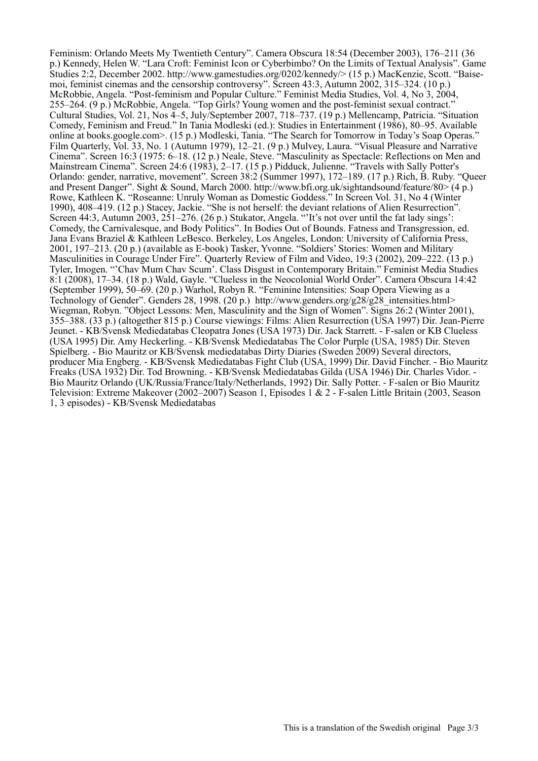Feminism: Orlando Meets My Twentieth Century". Camera Obscura 18:54 (December 2003), 176–211 (36 p.) Kennedy, Helen W. "Lara Croft: Feminist Icon or Cyberbimbo? On the Limits of Textual Analysis". Game Studies 2:2, December 2002. http://www.gamestudies.org/0202/kennedy/> (15 p.) MacKenzie, Scott. "Baise-moi, feminist cinemas and the censorship controversy". Screen 43:3, Autumn 2002, 315–324. (10 p.) McRobbie, Angela. "Post-feminism and Popular Culture." Feminist Media Studies, Vol. 4, No 3, 2004, 255–264. (9 p.) McRobbie, Angela. "Top Girls? Young women and the post-feminist sexual contract." Cultural Studies, Vol. 21, Nos 4–5, July/September 2007, 718–737. (19 p.) Mellencamp, Patricia. "Situation Comedy, Feminism and Freud." In Tania Modleski (ed.): Studies in Entertainment (1986), 80–95. Available online at books.google.com>. (15 p.) Modleski, Tania. "The Search for Tomorrow in Today's Soap Operas." Film Quarterly, Vol. 33, No. 1 (Autumn 1979), 12–21. (9 p.) Mulvey, Laura. "Visual Pleasure and Narrative Cinema". Screen 16:3 (1975: 6–18. (12 p.) Neale, Steve. "Masculinity as Spectacle: Reflections on Men and Mainstream Cinema". Screen 24:6 (1983), 2–17. (15 p.) Pidduck, Julienne. "Travels with Sally Potter's Orlando: gender, narrative, movement". Screen 38:2 (Summer 1997), 172–189. (17 p.) Rich, B. Ruby. "Queer and Present Danger". Sight & Sound, March 2000. http://www.bfi.org.uk/sightandsound/feature/80> (4 p.) Rowe, Kathleen K. "Roseanne: Unruly Woman as Domestic Goddess." In Screen Vol. 31, No 4 (Winter 1990), 408–419. (12 p.) Stacey, Jackie. "She is not herself: the deviant relations of Alien Resurrection". Screen 44:3, Autumn 2003, 251–276. (26 p.) Stukator, Angela. "'It's not over until the fat lady sings': Comedy, the Carnivalesque, and Body Politics". In Bodies Out of Bounds. Fatness and Transgression, ed. Jana Evans Braziel & Kathleen LeBesco. Berkeley, Los Angeles, London: University of California Press, 2001, 197–213. (20 p.) (available as E-book) Tasker, Yvonne. "Soldiers' Stories: Women and Military Masculinities in Courage Under Fire". Quarterly Review of Film and Video, 19:3 (2002), 209–222. (13 p.) Tyler, Imogen. "'Chav Mum Chav Scum'. Class Disgust in Contemporary Britain." Feminist Media Studies 8:1 (2008), 17–34. (18 p.) Wald, Gayle. "Clueless in the Neocolonial World Order". Camera Obscura 14:42 (September 1999), 50–69. (20 p.) Warhol, Robyn R. "Feminine Intensities: Soap Opera Viewing as a Technology of Gender". Genders 28, 1998. (20 p.) http://www.genders.org/g28/g28_intensities.html> Wiegman, Robyn. "Object Lessons: Men, Masculinity and the Sign of Women". Signs 26:2 (Winter 2001), 355–388. (33 p.) (altogether 815 p.) Course viewings: Films: Alien Resurrection (USA 1997) Dir. Jean-Pierre Jeunet. - KB/Svensk Mediedatabas Cleopatra Jones (USA 1973) Dir. Jack Starrett. - F-salen or KB Clueless (USA 1995) Dir. Amy Heckerling. - KB/Svensk Mediedatabas The Color Purple (USA, 1985) Dir. Steven Spielberg. - Bio Mauritz or KB/Svensk mediedatabas Dirty Diaries (Sweden 2009) Several directors, producer Mia Engberg. - KB/Svensk Mediedatabas Fight Club (USA, 1999) Dir. David Fincher. - Bio Mauritz Freaks (USA 1932) Dir. Tod Browning. - KB/Svensk Mediedatabas Gilda (USA 1946) Dir. Charles Vidor. - Bio Mauritz Orlando (UK/Russia/France/Italy/Netherlands, 1992) Dir. Sally Potter. - F-salen or Bio Mauritz Television: Extreme Makeover (2002–2007) Season 1, Episodes 1 & 2 - F-salen Little Britain (2003, Season 1, 3 episodes) - KB/Svensk Mediedatabas

This is a translation of the Swedish original